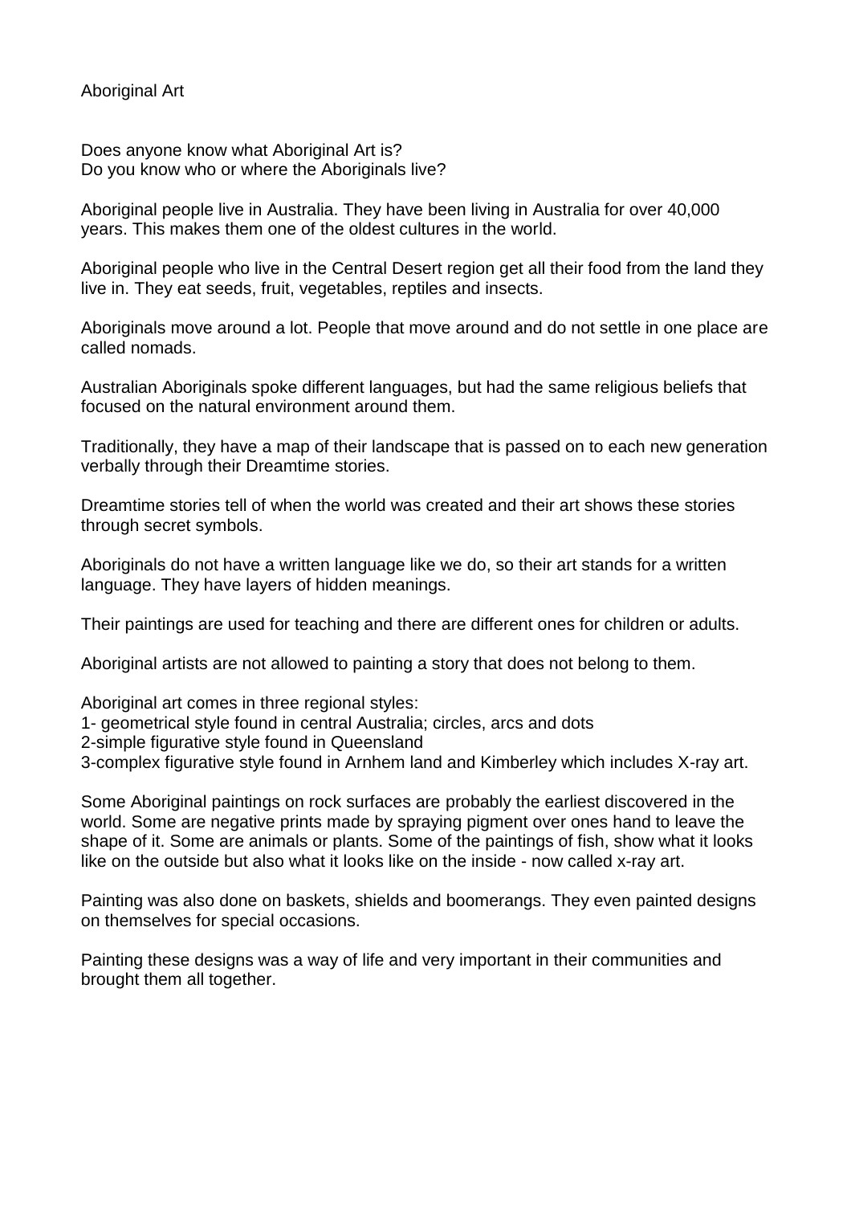# Aboriginal Art

Does anyone know what Aboriginal Art is?
Do you know who or where the Aboriginals live?

Aboriginal people live in Australia. They have been living in Australia for over 40,000 years. This makes them one of the oldest cultures in the world.

Aboriginal people who live in the Central Desert region get all their food from the land they live in. They eat seeds, fruit, vegetables, reptiles and insects.

Aboriginals move around a lot. People that move around and do not settle in one place are called nomads.

Australian Aboriginals spoke different languages, but had the same religious beliefs that focused on the natural environment around them.

Traditionally, they have a map of their landscape that is passed on to each new generation verbally through their Dreamtime stories.

Dreamtime stories tell of when the world was created and their art shows these stories through secret symbols.

Aboriginals do not have a written language like we do, so their art stands for a written language. They have layers of hidden meanings.

Their paintings are used for teaching and there are different ones for children or adults.

Aboriginal artists are not allowed to painting a story that does not belong to them.

Aboriginal art comes in three regional styles:
1- geometrical style found in central Australia; circles, arcs and dots
2-simple figurative style found in Queensland
3-complex figurative style found in Arnhem land and Kimberley which includes X-ray art.

Some Aboriginal paintings on rock surfaces are probably the earliest discovered in the world. Some are negative prints made by spraying pigment over ones hand to leave the shape of it. Some are animals or plants. Some of the paintings of fish, show what it looks like on the outside but also what it looks like on the inside - now called x-ray art.

Painting was also done on baskets, shields and boomerangs. They even painted designs on themselves for special occasions.

Painting these designs was a way of life and very important in their communities and brought them all together.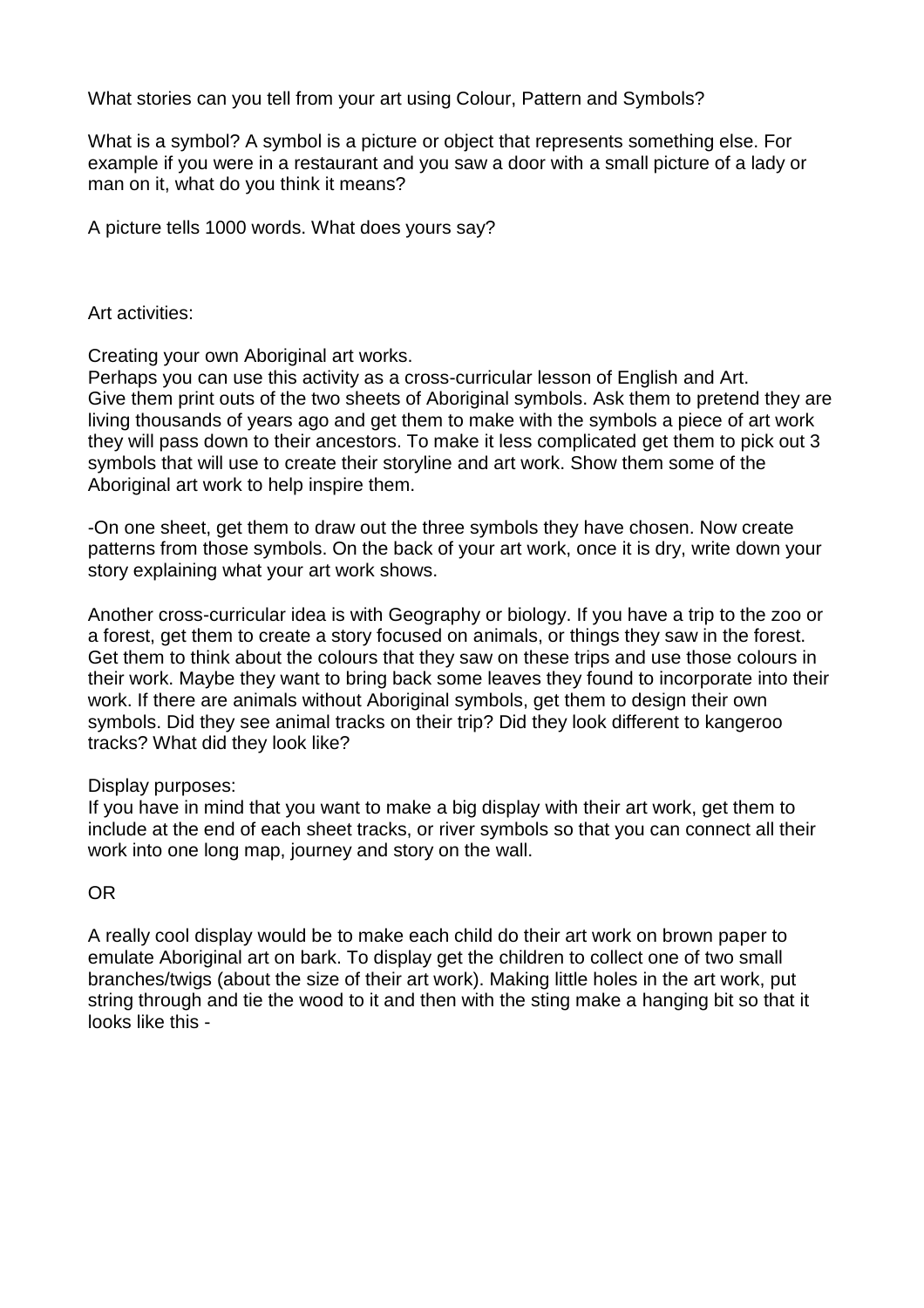What stories can you tell from your art using Colour, Pattern and Symbols?

What is a symbol? A symbol is a picture or object that represents something else. For example if you were in a restaurant and you saw a door with a small picture of a lady or man on it, what do you think it means?

A picture tells 1000 words. What does yours say?

Art activities:

Creating your own Aboriginal art works.
Perhaps you can use this activity as a cross-curricular lesson of English and Art. Give them print outs of the two sheets of Aboriginal symbols. Ask them to pretend they are living thousands of years ago and get them to make with the symbols a piece of art work they will pass down to their ancestors. To make it less complicated get them to pick out 3 symbols that will use to create their storyline and art work. Show them some of the Aboriginal art work to help inspire them.

-On one sheet, get them to draw out the three symbols they have chosen. Now create patterns from those symbols. On the back of your art work, once it is dry, write down your story explaining what your art work shows.

Another cross-curricular idea is with Geography or biology. If you have a trip to the zoo or a forest, get them to create a story focused on animals, or things they saw in the forest. Get them to think about the colours that they saw on these trips and use those colours in their work. Maybe they want to bring back some leaves they found to incorporate into their work. If there are animals without Aboriginal symbols, get them to design their own symbols. Did they see animal tracks on their trip? Did they look different to kangeroo tracks? What did they look like?

Display purposes:
If you have in mind that you want to make a big display with their art work, get them to include at the end of each sheet tracks, or river symbols so that you can connect all their work into one long map, journey and story on the wall.

OR

A really cool display would be to make each child do their art work on brown paper to emulate Aboriginal art on bark. To display get the children to collect one of two small branches/twigs (about the size of their art work). Making little holes in the art work, put string through and tie the wood to it and then with the sting make a hanging bit so that it looks like this -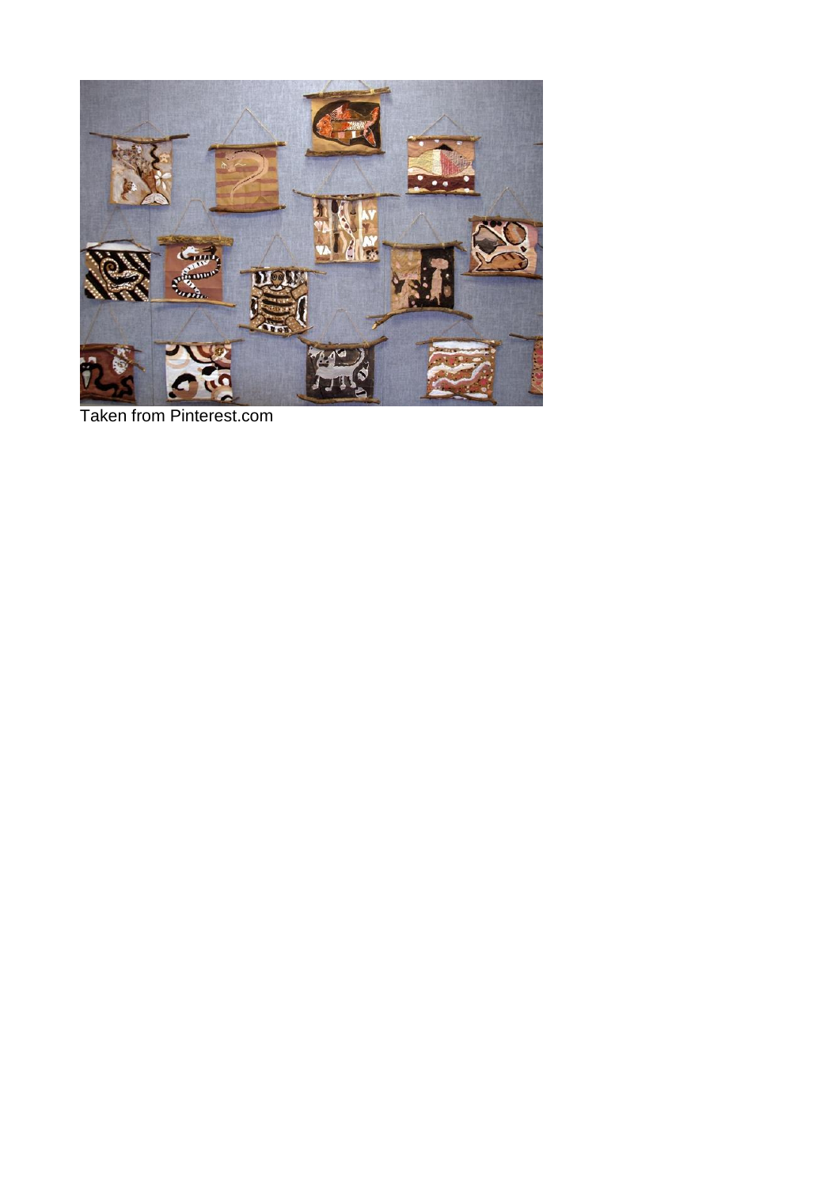Taken from Pinterest.com